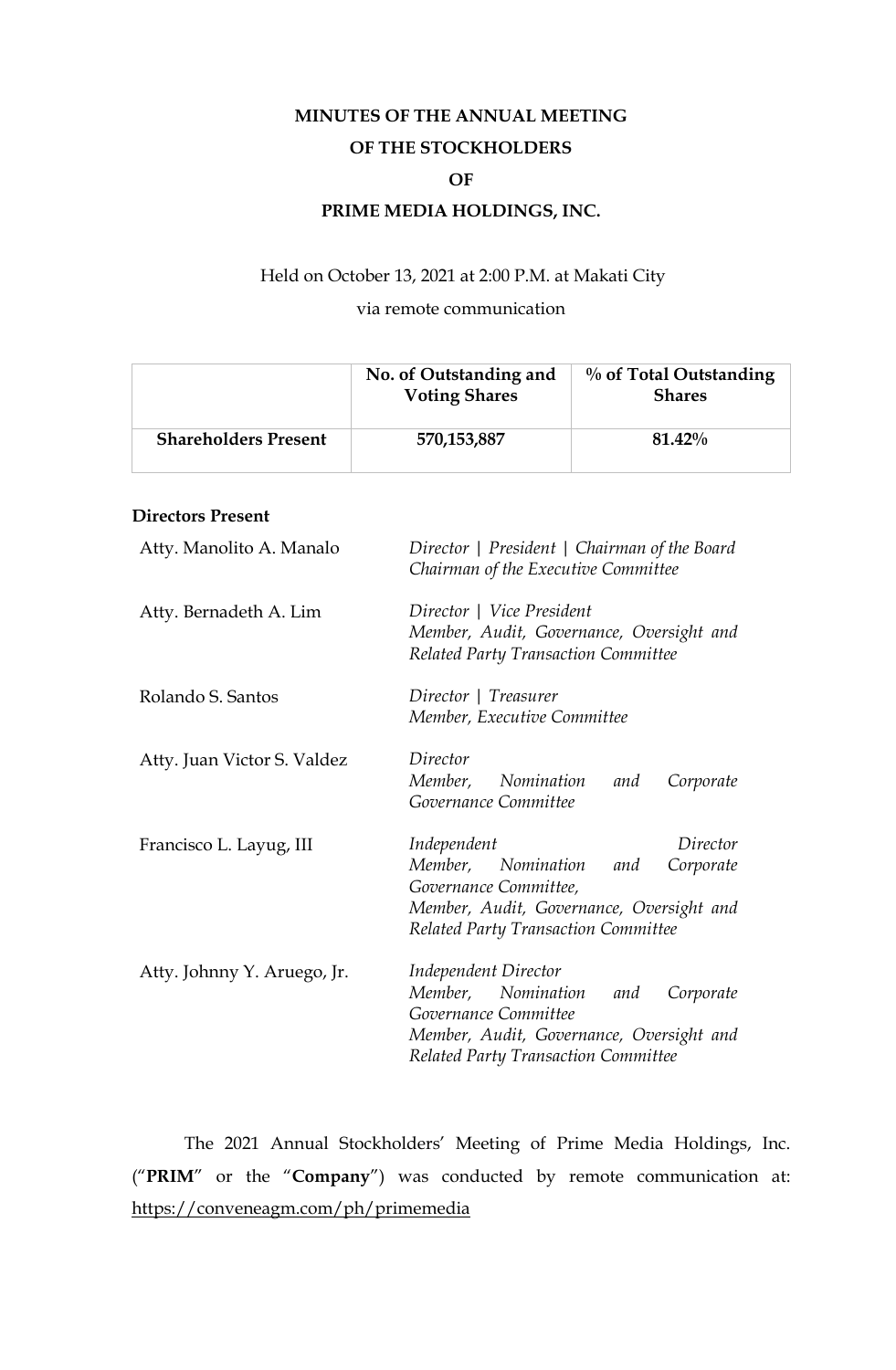# MINUTES OF THE ANNUAL MEETING OF THE STOCKHOLDERS OF PRIME MEDIA HOLDINGS, INC.

Held on October 13, 2021 at 2:00 P.M. at Makati City

via remote communication

| | No. of Outstanding and Voting Shares | % of Total Outstanding Shares |
|---|---|---|
| **Shareholders Present** | **570,153,887** | **81.42%** |

**Directors Present**

| | |
|---|---|
| Atty. Manolito A. Manalo | *Director \| President \| Chairman of the Board*<br>*Chairman of the Executive Committee* |
| Atty. Bernadeth A. Lim | *Director \| Vice President*<br>*Member, Audit, Governance, Oversight and Related Party Transaction Committee* |
| Rolando S. Santos | *Director \| Treasurer*<br>*Member, Executive Committee* |
| Atty. Juan Victor S. Valdez | *Director*<br>*Member, Nomination and Corporate Governance Committee* |
| Francisco L. Layug, III | *Independent Director*<br>*Member, Nomination and Corporate Governance Committee,*<br>*Member, Audit, Governance, Oversight and Related Party Transaction Committee* |
| Atty. Johnny Y. Aruego, Jr. | *Independent Director*<br>*Member, Nomination and Corporate Governance Committee*<br>*Member, Audit, Governance, Oversight and Related Party Transaction Committee* |

The 2021 Annual Stockholders' Meeting of Prime Media Holdings, Inc. ("**PRIM**" or the "**Company**") was conducted by remote communication at: https://conveneagm.com/ph/primemedia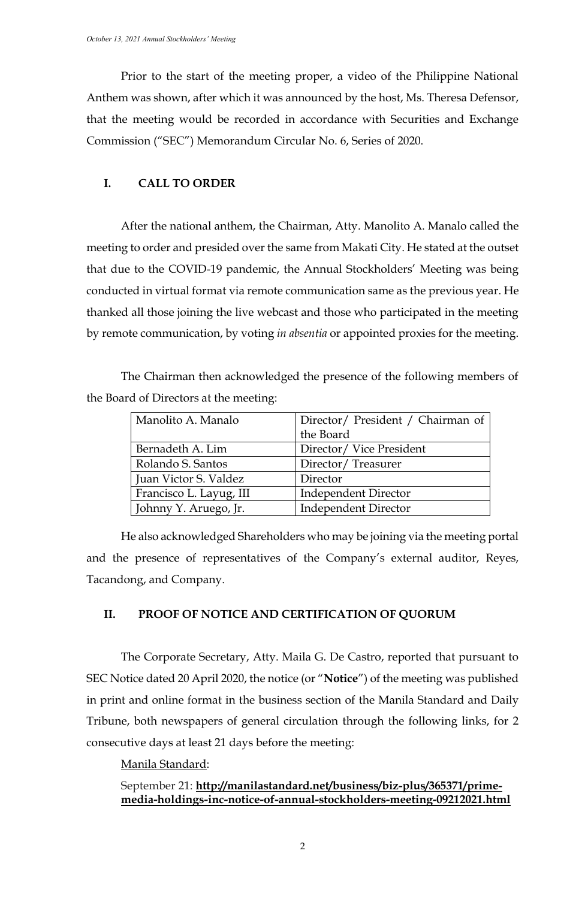Prior to the start of the meeting proper, a video of the Philippine National Anthem was shown, after which it was announced by the host, Ms. Theresa Defensor, that the meeting would be recorded in accordance with Securities and Exchange Commission ("SEC") Memorandum Circular No. 6, Series of 2020.

## I. CALL TO ORDER

After the national anthem, the Chairman, Atty. Manolito A. Manalo called the meeting to order and presided over the same from Makati City. He stated at the outset that due to the COVID-19 pandemic, the Annual Stockholders' Meeting was being conducted in virtual format via remote communication same as the previous year. He thanked all those joining the live webcast and those who participated in the meeting by remote communication, by voting *in absentia* or appointed proxies for the meeting.

The Chairman then acknowledged the presence of the following members of the Board of Directors at the meeting:

| Name | Position |
|---|---|
| Manolito A. Manalo | Director/ President / Chairman of the Board |
| Bernadeth A. Lim | Director/ Vice President |
| Rolando S. Santos | Director/ Treasurer |
| Juan Victor S. Valdez | Director |
| Francisco L. Layug, III | Independent Director |
| Johnny Y. Aruego, Jr. | Independent Director |

He also acknowledged Shareholders who may be joining via the meeting portal and the presence of representatives of the Company's external auditor, Reyes, Tacandong, and Company.

## II. PROOF OF NOTICE AND CERTIFICATION OF QUORUM

The Corporate Secretary, Atty. Maila G. De Castro, reported that pursuant to SEC Notice dated 20 April 2020, the notice (or "**Notice**") of the meeting was published in print and online format in the business section of the Manila Standard and Daily Tribune, both newspapers of general circulation through the following links, for 2 consecutive days at least 21 days before the meeting:

Manila Standard:

September 21: **http://manilastandard.net/business/biz-plus/365371/prime-media-holdings-inc-notice-of-annual-stockholders-meeting-09212021.html**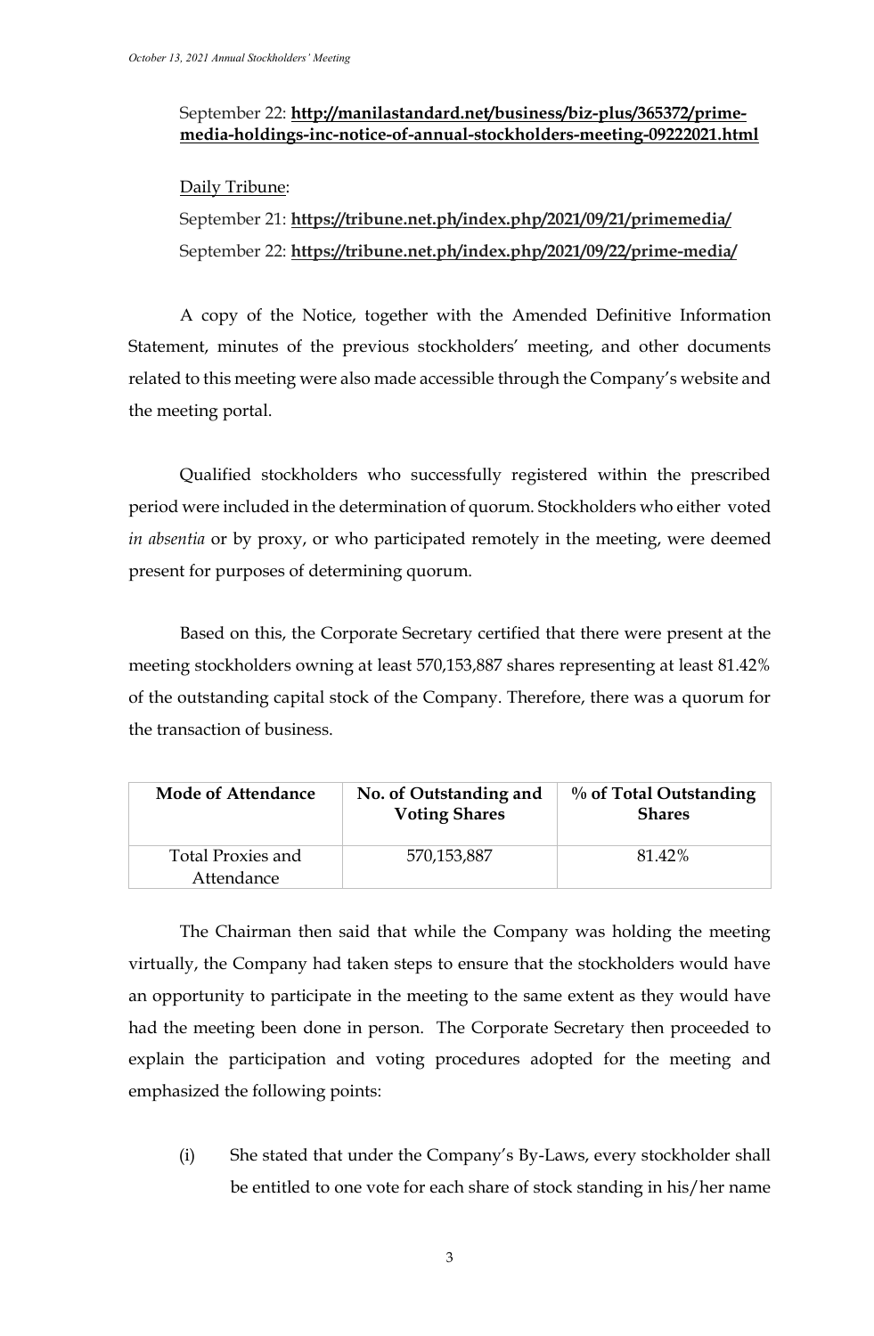September 22: **http://manilastandard.net/business/biz-plus/365372/prime-media-holdings-inc-notice-of-annual-stockholders-meeting-09222021.html**

Daily Tribune:

September 21: **https://tribune.net.ph/index.php/2021/09/21/primemedia/**

September 22: **https://tribune.net.ph/index.php/2021/09/22/prime-media/**

A copy of the Notice, together with the Amended Definitive Information Statement, minutes of the previous stockholders' meeting, and other documents related to this meeting were also made accessible through the Company's website and the meeting portal.

Qualified stockholders who successfully registered within the prescribed period were included in the determination of quorum. Stockholders who either voted *in absentia* or by proxy, or who participated remotely in the meeting, were deemed present for purposes of determining quorum.

Based on this, the Corporate Secretary certified that there were present at the meeting stockholders owning at least 570,153,887 shares representing at least 81.42% of the outstanding capital stock of the Company. Therefore, there was a quorum for the transaction of business.

| Mode of Attendance | No. of Outstanding and Voting Shares | % of Total Outstanding Shares |
|---|---|---|
| Total Proxies and Attendance | 570,153,887 | 81.42% |

The Chairman then said that while the Company was holding the meeting virtually, the Company had taken steps to ensure that the stockholders would have an opportunity to participate in the meeting to the same extent as they would have had the meeting been done in person. The Corporate Secretary then proceeded to explain the participation and voting procedures adopted for the meeting and emphasized the following points:

(i) She stated that under the Company's By-Laws, every stockholder shall be entitled to one vote for each share of stock standing in his/her name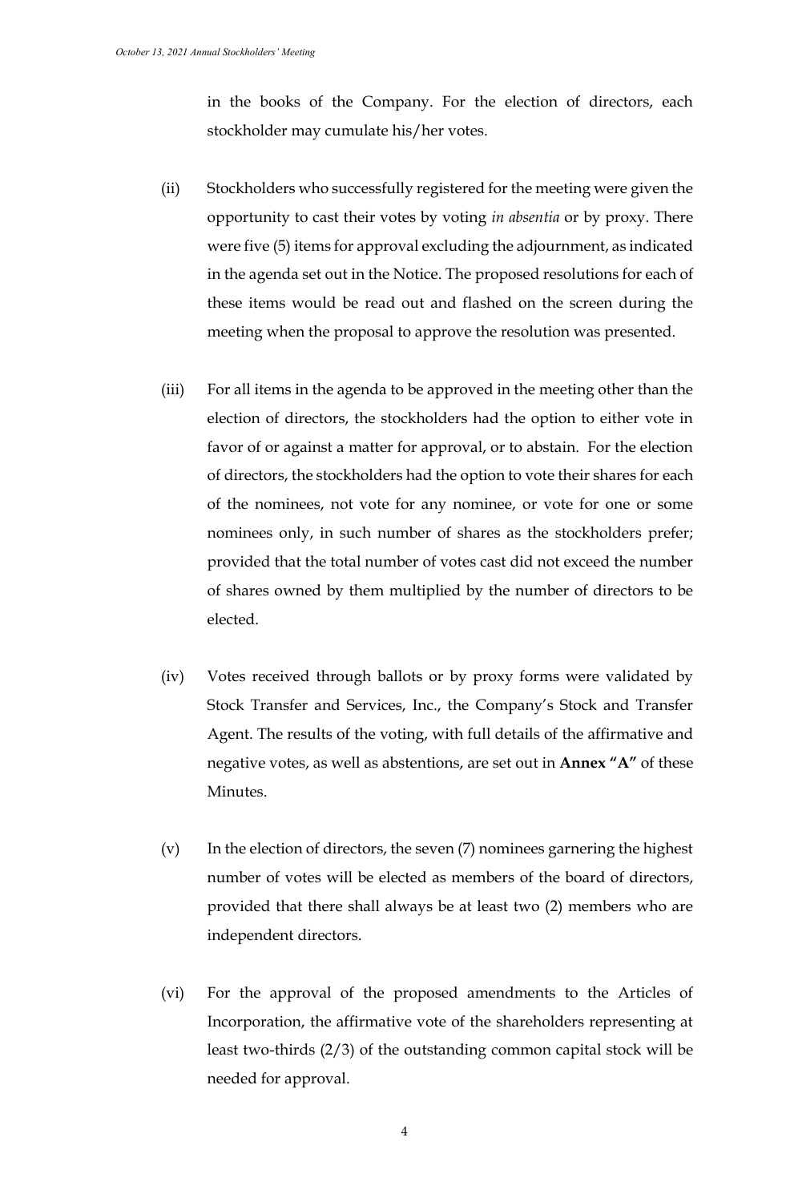in the books of the Company. For the election of directors, each stockholder may cumulate his/her votes.

(ii) Stockholders who successfully registered for the meeting were given the opportunity to cast their votes by voting *in absentia* or by proxy. There were five (5) items for approval excluding the adjournment, as indicated in the agenda set out in the Notice. The proposed resolutions for each of these items would be read out and flashed on the screen during the meeting when the proposal to approve the resolution was presented.

(iii) For all items in the agenda to be approved in the meeting other than the election of directors, the stockholders had the option to either vote in favor of or against a matter for approval, or to abstain. For the election of directors, the stockholders had the option to vote their shares for each of the nominees, not vote for any nominee, or vote for one or some nominees only, in such number of shares as the stockholders prefer; provided that the total number of votes cast did not exceed the number of shares owned by them multiplied by the number of directors to be elected.

(iv) Votes received through ballots or by proxy forms were validated by Stock Transfer and Services, Inc., the Company's Stock and Transfer Agent. The results of the voting, with full details of the affirmative and negative votes, as well as abstentions, are set out in **Annex "A"** of these Minutes.

(v) In the election of directors, the seven (7) nominees garnering the highest number of votes will be elected as members of the board of directors, provided that there shall always be at least two (2) members who are independent directors.

(vi) For the approval of the proposed amendments to the Articles of Incorporation, the affirmative vote of the shareholders representing at least two-thirds (2/3) of the outstanding common capital stock will be needed for approval.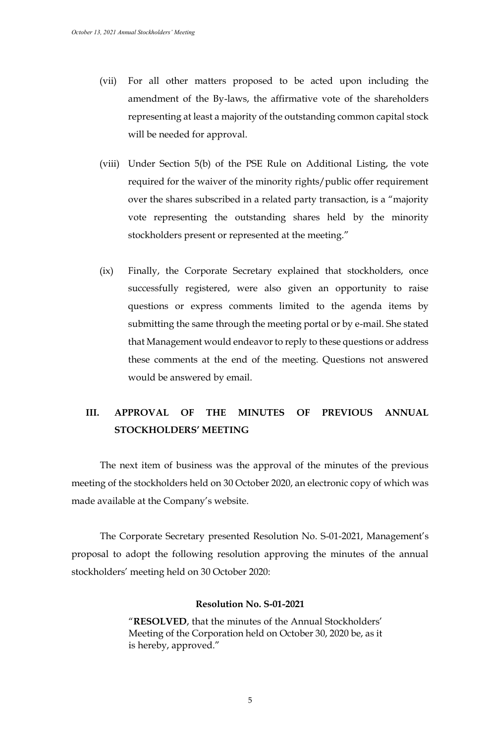(vii) For all other matters proposed to be acted upon including the amendment of the By-laws, the affirmative vote of the shareholders representing at least a majority of the outstanding common capital stock will be needed for approval.

(viii) Under Section 5(b) of the PSE Rule on Additional Listing, the vote required for the waiver of the minority rights/public offer requirement over the shares subscribed in a related party transaction, is a "majority vote representing the outstanding shares held by the minority stockholders present or represented at the meeting."

(ix) Finally, the Corporate Secretary explained that stockholders, once successfully registered, were also given an opportunity to raise questions or express comments limited to the agenda items by submitting the same through the meeting portal or by e-mail. She stated that Management would endeavor to reply to these questions or address these comments at the end of the meeting. Questions not answered would be answered by email.

## III. APPROVAL OF THE MINUTES OF PREVIOUS ANNUAL STOCKHOLDERS' MEETING

The next item of business was the approval of the minutes of the previous meeting of the stockholders held on 30 October 2020, an electronic copy of which was made available at the Company's website.

The Corporate Secretary presented Resolution No. S-01-2021, Management's proposal to adopt the following resolution approving the minutes of the annual stockholders' meeting held on 30 October 2020:

**Resolution No. S-01-2021**

> "**RESOLVED**, that the minutes of the Annual Stockholders' Meeting of the Corporation held on October 30, 2020 be, as it is hereby, approved."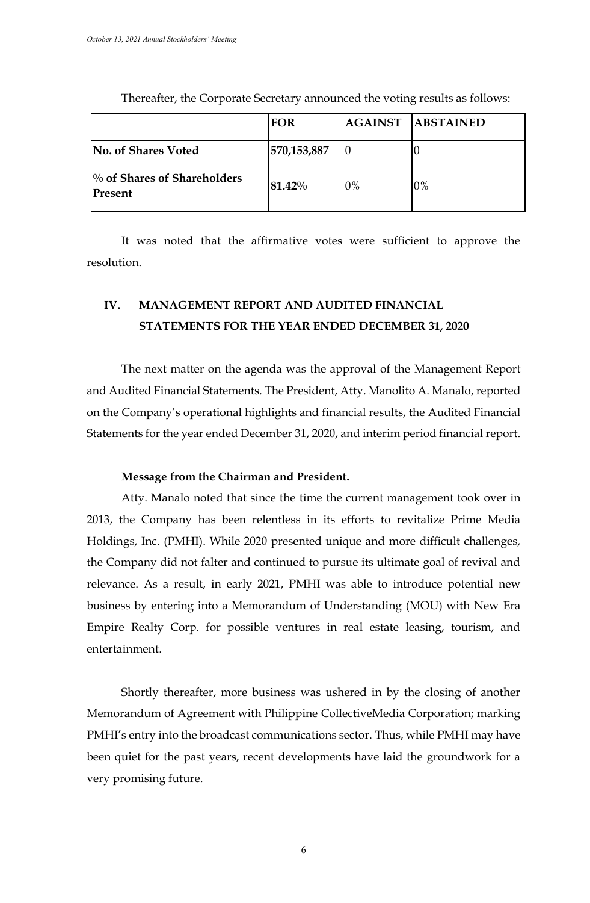Thereafter, the Corporate Secretary announced the voting results as follows:

| | FOR | AGAINST | ABSTAINED |
|---|---|---|---|
| **No. of Shares Voted** | **570,153,887** | 0 | 0 |
| **% of Shares of Shareholders Present** | **81.42%** | 0% | 0% |

It was noted that the affirmative votes were sufficient to approve the resolution.

## IV. MANAGEMENT REPORT AND AUDITED FINANCIAL STATEMENTS FOR THE YEAR ENDED DECEMBER 31, 2020

The next matter on the agenda was the approval of the Management Report and Audited Financial Statements. The President, Atty. Manolito A. Manalo, reported on the Company's operational highlights and financial results, the Audited Financial Statements for the year ended December 31, 2020, and interim period financial report.

**Message from the Chairman and President.**

Atty. Manalo noted that since the time the current management took over in 2013, the Company has been relentless in its efforts to revitalize Prime Media Holdings, Inc. (PMHI). While 2020 presented unique and more difficult challenges, the Company did not falter and continued to pursue its ultimate goal of revival and relevance. As a result, in early 2021, PMHI was able to introduce potential new business by entering into a Memorandum of Understanding (MOU) with New Era Empire Realty Corp. for possible ventures in real estate leasing, tourism, and entertainment.

Shortly thereafter, more business was ushered in by the closing of another Memorandum of Agreement with Philippine CollectiveMedia Corporation; marking PMHI's entry into the broadcast communications sector. Thus, while PMHI may have been quiet for the past years, recent developments have laid the groundwork for a very promising future.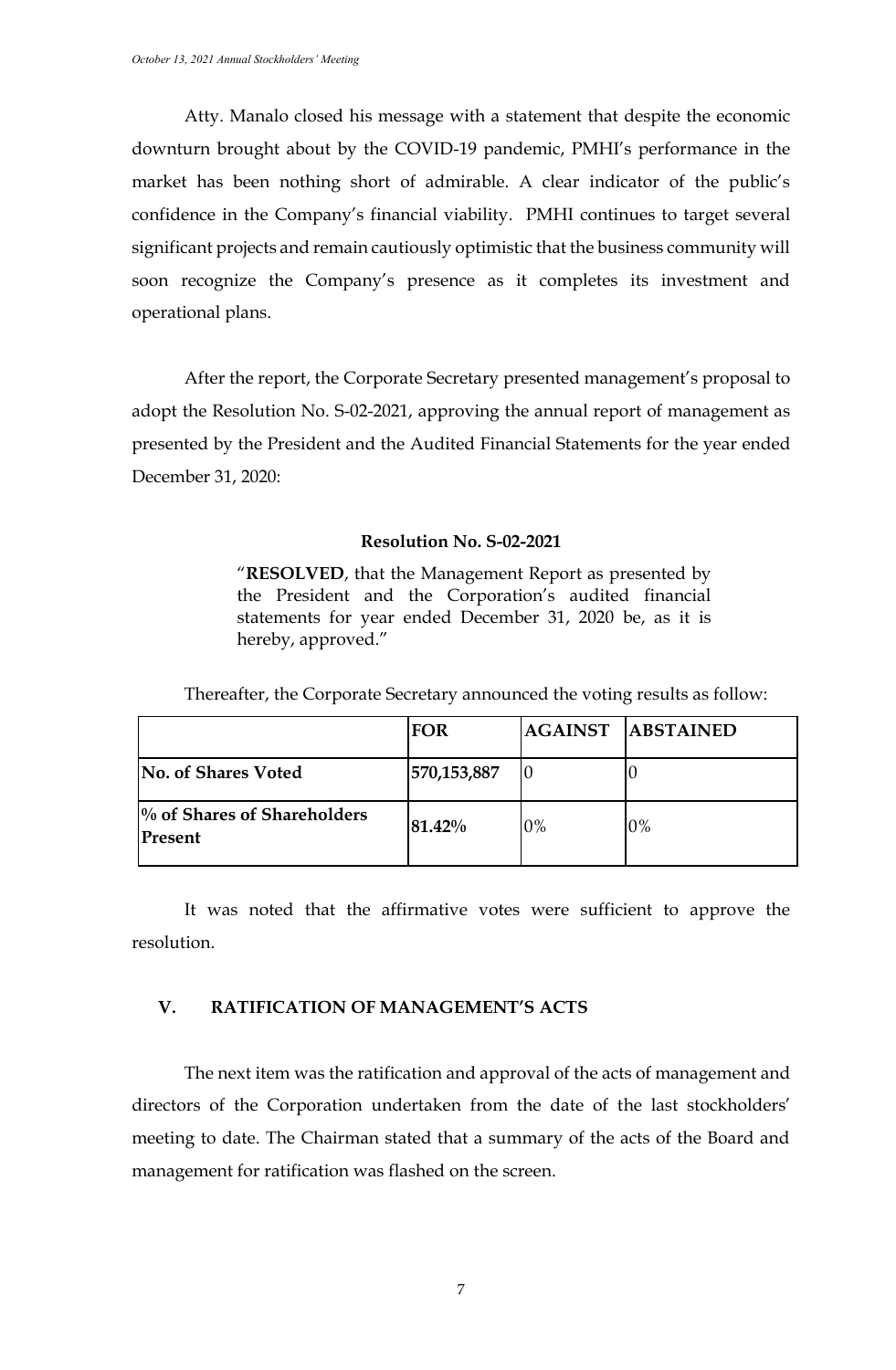Atty. Manalo closed his message with a statement that despite the economic downturn brought about by the COVID-19 pandemic, PMHI's performance in the market has been nothing short of admirable. A clear indicator of the public's confidence in the Company's financial viability. PMHI continues to target several significant projects and remain cautiously optimistic that the business community will soon recognize the Company's presence as it completes its investment and operational plans.

After the report, the Corporate Secretary presented management's proposal to adopt the Resolution No. S-02-2021, approving the annual report of management as presented by the President and the Audited Financial Statements for the year ended December 31, 2020:

**Resolution No. S-02-2021**

> "**RESOLVED**, that the Management Report as presented by the President and the Corporation's audited financial statements for year ended December 31, 2020 be, as it is hereby, approved."

Thereafter, the Corporate Secretary announced the voting results as follow:

| | **FOR** | **AGAINST** | **ABSTAINED** |
|---|---|---|---|
| **No. of Shares Voted** | **570,153,887** | 0 | 0 |
| **% of Shares of Shareholders Present** | **81.42%** | 0% | 0% |

It was noted that the affirmative votes were sufficient to approve the resolution.

## V. RATIFICATION OF MANAGEMENT'S ACTS

The next item was the ratification and approval of the acts of management and directors of the Corporation undertaken from the date of the last stockholders' meeting to date. The Chairman stated that a summary of the acts of the Board and management for ratification was flashed on the screen.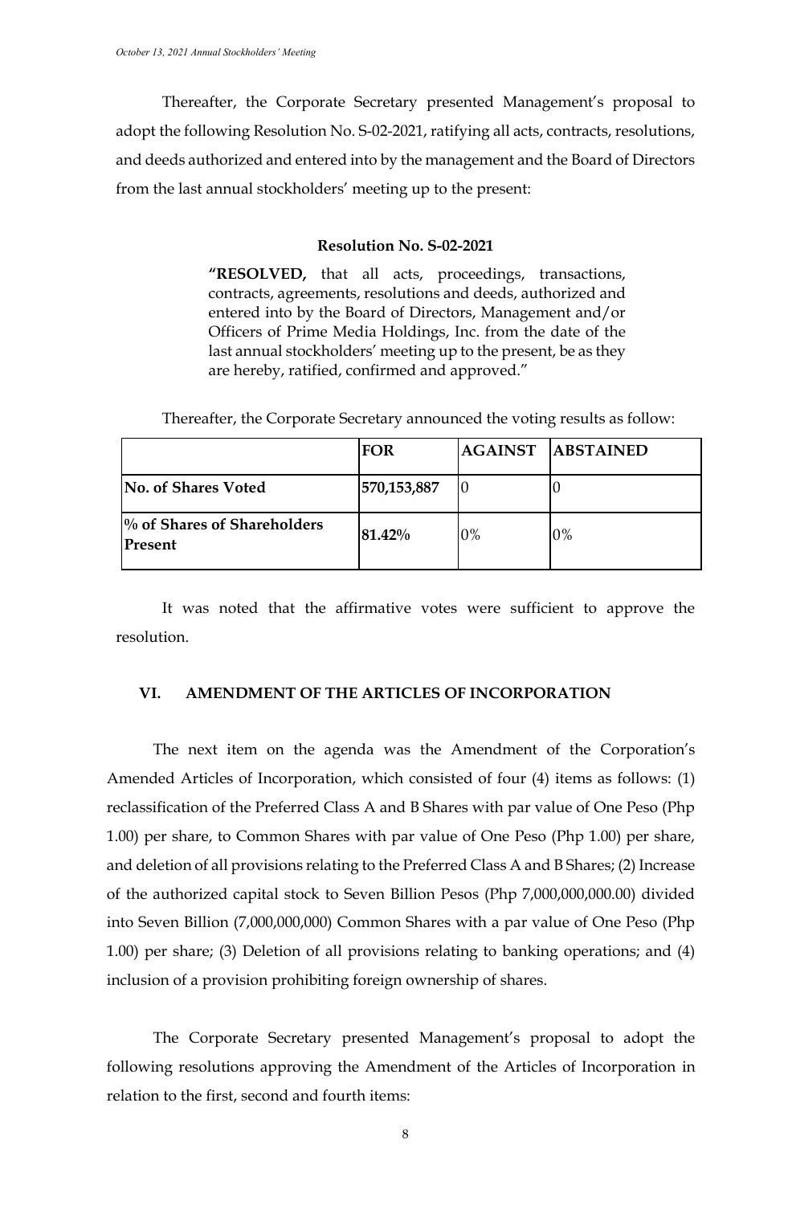Thereafter, the Corporate Secretary presented Management's proposal to adopt the following Resolution No. S-02-2021, ratifying all acts, contracts, resolutions, and deeds authorized and entered into by the management and the Board of Directors from the last annual stockholders' meeting up to the present:

**Resolution No. S-02-2021**

> **"RESOLVED,** that all acts, proceedings, transactions, contracts, agreements, resolutions and deeds, authorized and entered into by the Board of Directors, Management and/or Officers of Prime Media Holdings, Inc. from the date of the last annual stockholders' meeting up to the present, be as they are hereby, ratified, confirmed and approved."

Thereafter, the Corporate Secretary announced the voting results as follow:

| | **FOR** | **AGAINST** | **ABSTAINED** |
|---|---|---|---|
| **No. of Shares Voted** | **570,153,887** | 0 | 0 |
| **% of Shares of Shareholders Present** | **81.42%** | 0% | 0% |

It was noted that the affirmative votes were sufficient to approve the resolution.

## VI. AMENDMENT OF THE ARTICLES OF INCORPORATION

The next item on the agenda was the Amendment of the Corporation's Amended Articles of Incorporation, which consisted of four (4) items as follows: (1) reclassification of the Preferred Class A and B Shares with par value of One Peso (Php 1.00) per share, to Common Shares with par value of One Peso (Php 1.00) per share, and deletion of all provisions relating to the Preferred Class A and B Shares; (2) Increase of the authorized capital stock to Seven Billion Pesos (Php 7,000,000,000.00) divided into Seven Billion (7,000,000,000) Common Shares with a par value of One Peso (Php 1.00) per share; (3) Deletion of all provisions relating to banking operations; and (4) inclusion of a provision prohibiting foreign ownership of shares.

The Corporate Secretary presented Management's proposal to adopt the following resolutions approving the Amendment of the Articles of Incorporation in relation to the first, second and fourth items: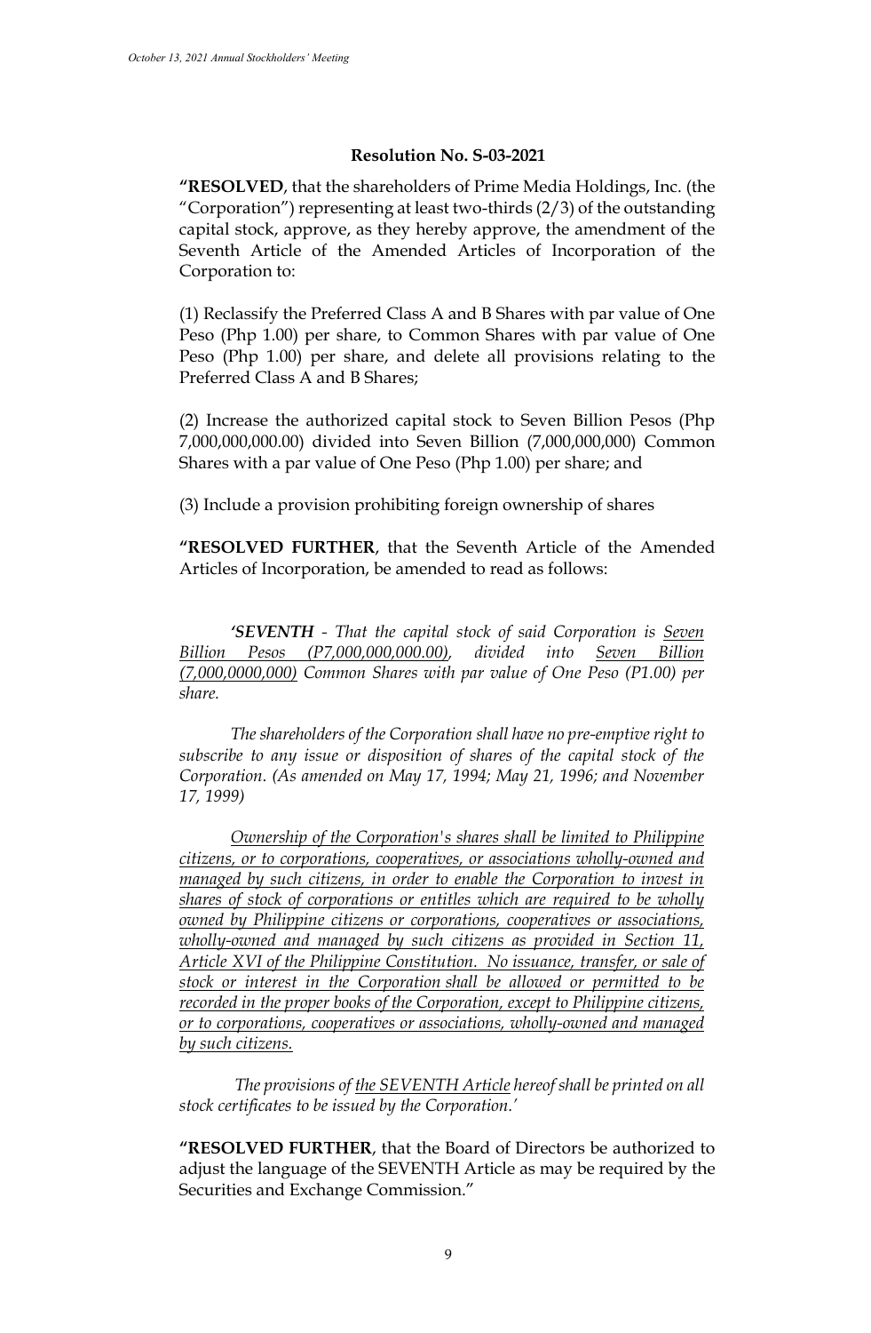**Resolution No. S-03-2021**

**"RESOLVED**, that the shareholders of Prime Media Holdings, Inc. (the "Corporation") representing at least two-thirds (2/3) of the outstanding capital stock, approve, as they hereby approve, the amendment of the Seventh Article of the Amended Articles of Incorporation of the Corporation to:

(1) Reclassify the Preferred Class A and B Shares with par value of One Peso (Php 1.00) per share, to Common Shares with par value of One Peso (Php 1.00) per share, and delete all provisions relating to the Preferred Class A and B Shares;

(2) Increase the authorized capital stock to Seven Billion Pesos (Php 7,000,000,000.00) divided into Seven Billion (7,000,000,000) Common Shares with a par value of One Peso (Php 1.00) per share; and

(3) Include a provision prohibiting foreign ownership of shares

**"RESOLVED FURTHER**, that the Seventh Article of the Amended Articles of Incorporation, be amended to read as follows:

*'**SEVENTH** - That the capital stock of said Corporation is <u>Seven Billion Pesos (P7,000,000,000.00)</u>, divided into <u>Seven Billion (7,000,0000,000)</u> Common Shares with par value of One Peso (P1.00) per share.*

*The shareholders of the Corporation shall have no pre-emptive right to subscribe to any issue or disposition of shares of the capital stock of the Corporation. (As amended on May 17, 1994; May 21, 1996; and November 17, 1999)*

*<u>Ownership of the Corporation's shares shall be limited to Philippine citizens, or to corporations, cooperatives, or associations wholly-owned and managed by such citizens, in order to enable the Corporation to invest in shares of stock of corporations or entitles which are required to be wholly owned by Philippine citizens or corporations, cooperatives or associations, wholly-owned and managed by such citizens as provided in Section 11, Article XVI of the Philippine Constitution. No issuance, transfer, or sale of stock or interest in the Corporation shall be allowed or permitted to be recorded in the proper books of the Corporation, except to Philippine citizens, or to corporations, cooperatives or associations, wholly-owned and managed by such citizens.</u>*

*The provisions of <u>the SEVENTH Article</u> hereof shall be printed on all stock certificates to be issued by the Corporation.'*

**"RESOLVED FURTHER**, that the Board of Directors be authorized to adjust the language of the SEVENTH Article as may be required by the Securities and Exchange Commission."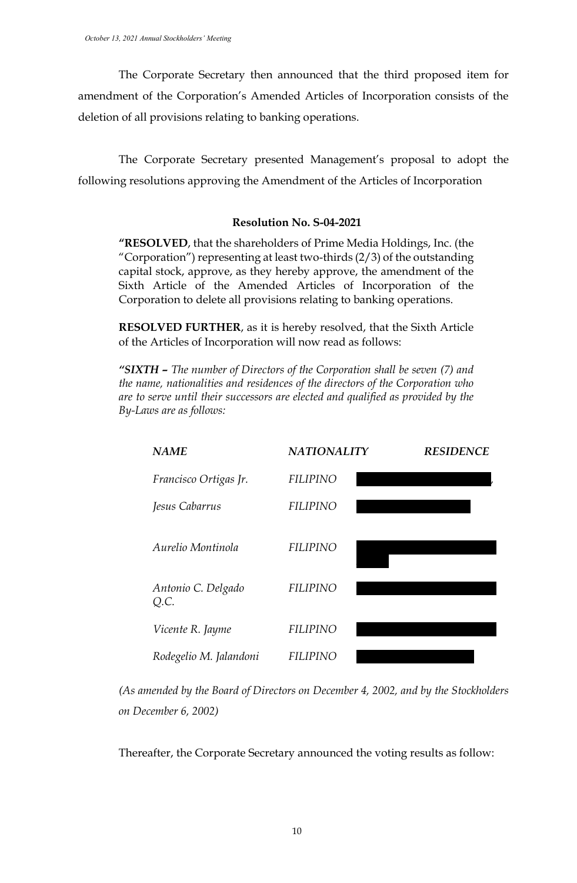The Corporate Secretary then announced that the third proposed item for amendment of the Corporation's Amended Articles of Incorporation consists of the deletion of all provisions relating to banking operations.

The Corporate Secretary presented Management's proposal to adopt the following resolutions approving the Amendment of the Articles of Incorporation

**Resolution No. S-04-2021**

**"RESOLVED**, that the shareholders of Prime Media Holdings, Inc. (the "Corporation") representing at least two-thirds (2/3) of the outstanding capital stock, approve, as they hereby approve, the amendment of the Sixth Article of the Amended Articles of Incorporation of the Corporation to delete all provisions relating to banking operations.

**RESOLVED FURTHER**, as it is hereby resolved, that the Sixth Article of the Articles of Incorporation will now read as follows:

***"SIXTH –*** *The number of Directors of the Corporation shall be seven (7) and the name, nationalities and residences of the directors of the Corporation who are to serve until their successors are elected and qualified as provided by the By-Laws are as follows:*

| *NAME* | *NATIONALITY* | *RESIDENCE* |
| --- | --- | --- |
| *Francisco Ortigas Jr.* | *FILIPINO* | |
| *Jesus Cabarrus* | *FILIPINO* | |
| *Aurelio Montinola* | *FILIPINO* | |
| *Antonio C. Delgado Q.C.* | *FILIPINO* | |
| *Vicente R. Jayme* | *FILIPINO* | |
| *Rodegelio M. Jalandoni* | *FILIPINO* | |

*(As amended by the Board of Directors on December 4, 2002, and by the Stockholders on December 6, 2002)*

Thereafter, the Corporate Secretary announced the voting results as follow: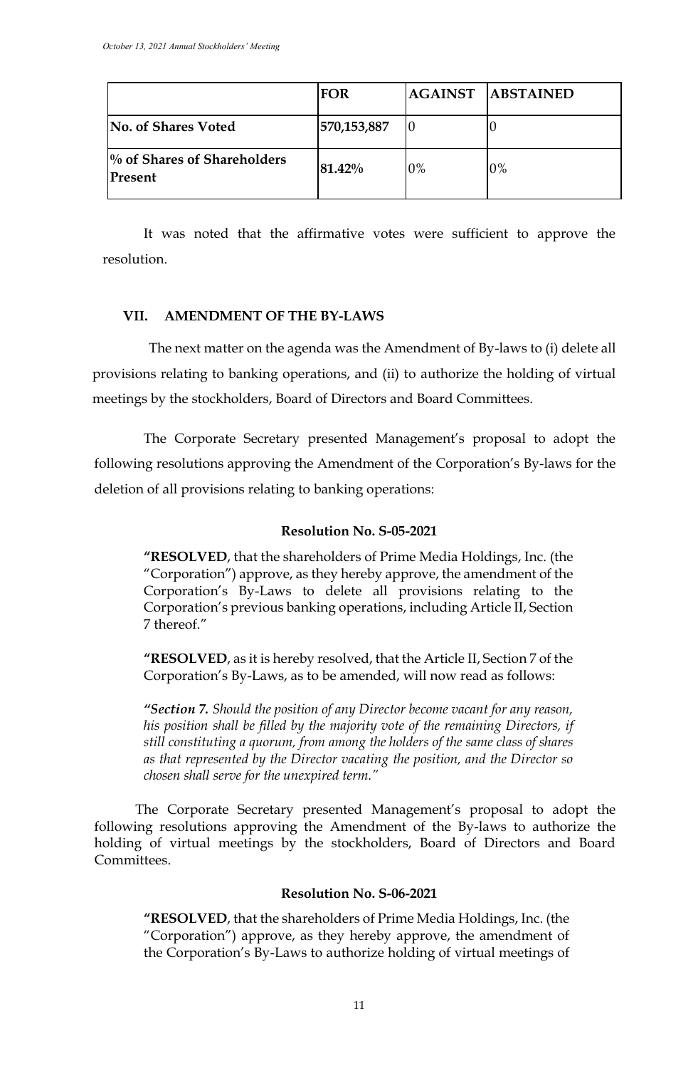| | FOR | AGAINST | ABSTAINED |
|---|---|---|---|
| **No. of Shares Voted** | 570,153,887 | 0 | 0 |
| **% of Shares of Shareholders Present** | 81.42% | 0% | 0% |

It was noted that the affirmative votes were sufficient to approve the resolution.

## VII. AMENDMENT OF THE BY-LAWS

The next matter on the agenda was the Amendment of By-laws to (i) delete all provisions relating to banking operations, and (ii) to authorize the holding of virtual meetings by the stockholders, Board of Directors and Board Committees.

The Corporate Secretary presented Management's proposal to adopt the following resolutions approving the Amendment of the Corporation's By-laws for the deletion of all provisions relating to banking operations:

**Resolution No. S-05-2021**

> **"RESOLVED**, that the shareholders of Prime Media Holdings, Inc. (the "Corporation") approve, as they hereby approve, the amendment of the Corporation's By-Laws to delete all provisions relating to the Corporation's previous banking operations, including Article II, Section 7 thereof."
>
> **"RESOLVED**, as it is hereby resolved, that the Article II, Section 7 of the Corporation's By-Laws, as to be amended, will now read as follows:
>
> *"**Section 7.** Should the position of any Director become vacant for any reason, his position shall be filled by the majority vote of the remaining Directors, if still constituting a quorum, from among the holders of the same class of shares as that represented by the Director vacating the position, and the Director so chosen shall serve for the unexpired term."*

The Corporate Secretary presented Management's proposal to adopt the following resolutions approving the Amendment of the By-laws to authorize the holding of virtual meetings by the stockholders, Board of Directors and Board Committees.

**Resolution No. S-06-2021**

> **"RESOLVED**, that the shareholders of Prime Media Holdings, Inc. (the "Corporation") approve, as they hereby approve, the amendment of the Corporation's By-Laws to authorize holding of virtual meetings of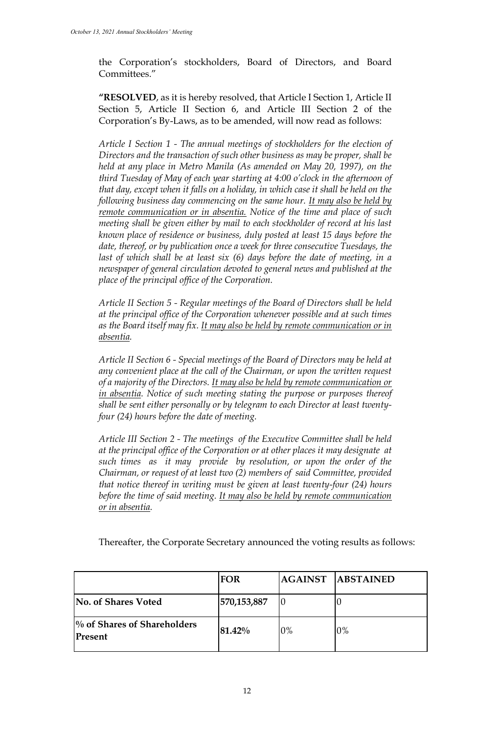the Corporation's stockholders, Board of Directors, and Board Committees."

**"RESOLVED**, as it is hereby resolved, that Article I Section 1, Article II Section 5, Article II Section 6, and Article III Section 2 of the Corporation's By-Laws, as to be amended, will now read as follows:

*Article I Section 1 - The annual meetings of stockholders for the election of Directors and the transaction of such other business as may be proper, shall be held at any place in Metro Manila (As amended on May 20, 1997), on the third Tuesday of May of each year starting at 4:00 o'clock in the afternoon of that day, except when it falls on a holiday, in which case it shall be held on the following business day commencing on the same hour. <u>It may also be held by remote communication or in absentia.</u> Notice of the time and place of such meeting shall be given either by mail to each stockholder of record at his last known place of residence or business, duly posted at least 15 days before the date, thereof, or by publication once a week for three consecutive Tuesdays, the last of which shall be at least six (6) days before the date of meeting, in a newspaper of general circulation devoted to general news and published at the place of the principal office of the Corporation.*

*Article II Section 5 - Regular meetings of the Board of Directors shall be held at the principal office of the Corporation whenever possible and at such times as the Board itself may fix. <u>It may also be held by remote communication or in absentia.</u>*

*Article II Section 6 - Special meetings of the Board of Directors may be held at any convenient place at the call of the Chairman, or upon the written request of a majority of the Directors. <u>It may also be held by remote communication or in absentia.</u> Notice of such meeting stating the purpose or purposes thereof shall be sent either personally or by telegram to each Director at least twenty-four (24) hours before the date of meeting.*

*Article III Section 2 - The meetings of the Executive Committee shall be held at the principal office of the Corporation or at other places it may designate at such times as it may provide by resolution, or upon the order of the Chairman, or request of at least two (2) members of said Committee, provided that notice thereof in writing must be given at least twenty-four (24) hours before the time of said meeting. <u>It may also be held by remote communication or in absentia.</u>*

Thereafter, the Corporate Secretary announced the voting results as follows:

| | **FOR** | **AGAINST** | **ABSTAINED** |
|---|---|---|---|
| **No. of Shares Voted** | **570,153,887** | 0 | 0 |
| **% of Shares of Shareholders Present** | **81.42%** | 0% | 0% |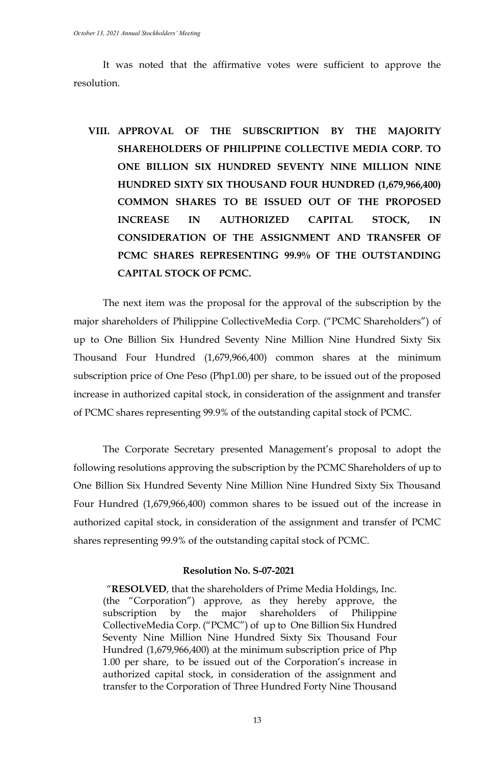It was noted that the affirmative votes were sufficient to approve the resolution.

## VIII. APPROVAL OF THE SUBSCRIPTION BY THE MAJORITY SHAREHOLDERS OF PHILIPPINE COLLECTIVE MEDIA CORP. TO ONE BILLION SIX HUNDRED SEVENTY NINE MILLION NINE HUNDRED SIXTY SIX THOUSAND FOUR HUNDRED (1,679,966,400) COMMON SHARES TO BE ISSUED OUT OF THE PROPOSED INCREASE IN AUTHORIZED CAPITAL STOCK, IN CONSIDERATION OF THE ASSIGNMENT AND TRANSFER OF PCMC SHARES REPRESENTING 99.9% OF THE OUTSTANDING CAPITAL STOCK OF PCMC.

The next item was the proposal for the approval of the subscription by the major shareholders of Philippine CollectiveMedia Corp. ("PCMC Shareholders") of up to One Billion Six Hundred Seventy Nine Million Nine Hundred Sixty Six Thousand Four Hundred (1,679,966,400) common shares at the minimum subscription price of One Peso (Php1.00) per share, to be issued out of the proposed increase in authorized capital stock, in consideration of the assignment and transfer of PCMC shares representing 99.9% of the outstanding capital stock of PCMC.

The Corporate Secretary presented Management's proposal to adopt the following resolutions approving the subscription by the PCMC Shareholders of up to One Billion Six Hundred Seventy Nine Million Nine Hundred Sixty Six Thousand Four Hundred (1,679,966,400) common shares to be issued out of the increase in authorized capital stock, in consideration of the assignment and transfer of PCMC shares representing 99.9% of the outstanding capital stock of PCMC.

**Resolution No. S-07-2021**

"**RESOLVED**, that the shareholders of Prime Media Holdings, Inc. (the "Corporation") approve, as they hereby approve, the subscription by the major shareholders of Philippine CollectiveMedia Corp. ("PCMC") of up to One Billion Six Hundred Seventy Nine Million Nine Hundred Sixty Six Thousand Four Hundred (1,679,966,400) at the minimum subscription price of Php 1.00 per share, to be issued out of the Corporation's increase in authorized capital stock, in consideration of the assignment and transfer to the Corporation of Three Hundred Forty Nine Thousand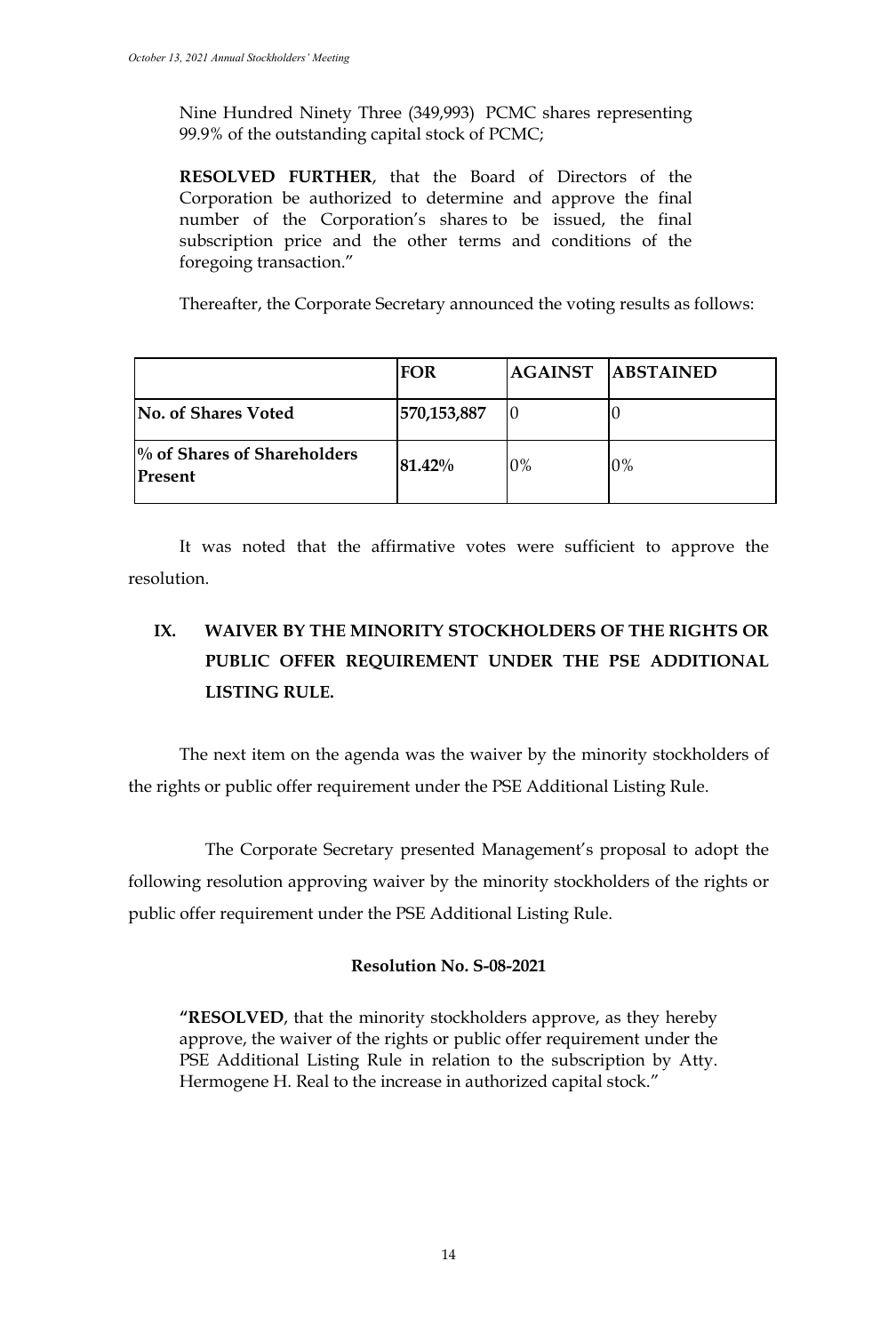Nine Hundred Ninety Three (349,993) PCMC shares representing 99.9% of the outstanding capital stock of PCMC;

**RESOLVED FURTHER**, that the Board of Directors of the Corporation be authorized to determine and approve the final number of the Corporation's shares to be issued, the final subscription price and the other terms and conditions of the foregoing transaction."

Thereafter, the Corporate Secretary announced the voting results as follows:

| | **FOR** | **AGAINST** | **ABSTAINED** |
|---|---|---|---|
| **No. of Shares Voted** | **570,153,887** | 0 | 0 |
| **% of Shares of Shareholders Present** | **81.42%** | 0% | 0% |

It was noted that the affirmative votes were sufficient to approve the resolution.

## IX. WAIVER BY THE MINORITY STOCKHOLDERS OF THE RIGHTS OR PUBLIC OFFER REQUIREMENT UNDER THE PSE ADDITIONAL LISTING RULE.

The next item on the agenda was the waiver by the minority stockholders of the rights or public offer requirement under the PSE Additional Listing Rule.

The Corporate Secretary presented Management's proposal to adopt the following resolution approving waiver by the minority stockholders of the rights or public offer requirement under the PSE Additional Listing Rule.

**Resolution No. S-08-2021**

**"RESOLVED**, that the minority stockholders approve, as they hereby approve, the waiver of the rights or public offer requirement under the PSE Additional Listing Rule in relation to the subscription by Atty. Hermogene H. Real to the increase in authorized capital stock."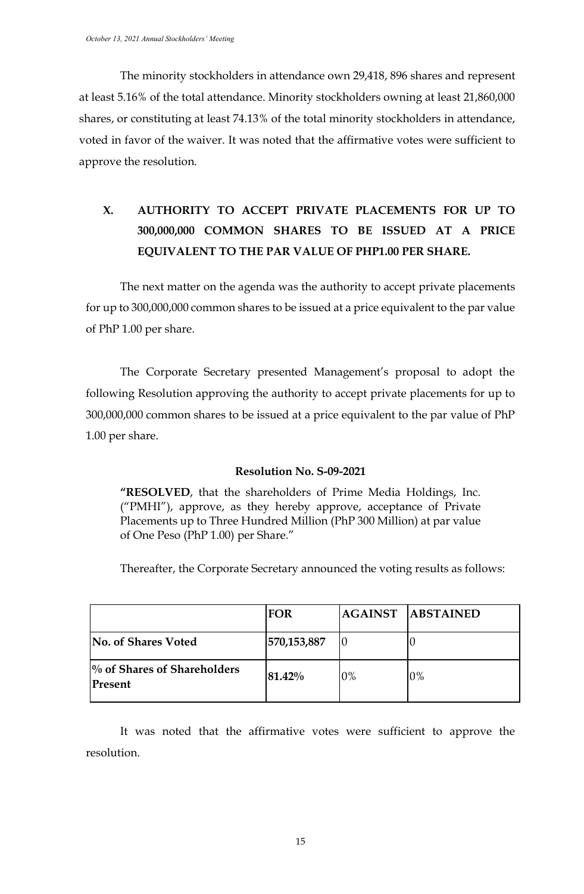The minority stockholders in attendance own 29,418, 896 shares and represent at least 5.16% of the total attendance. Minority stockholders owning at least 21,860,000 shares, or constituting at least 74.13% of the total minority stockholders in attendance, voted in favor of the waiver. It was noted that the affirmative votes were sufficient to approve the resolution.

## X. AUTHORITY TO ACCEPT PRIVATE PLACEMENTS FOR UP TO 300,000,000 COMMON SHARES TO BE ISSUED AT A PRICE EQUIVALENT TO THE PAR VALUE OF PHP1.00 PER SHARE.

The next matter on the agenda was the authority to accept private placements for up to 300,000,000 common shares to be issued at a price equivalent to the par value of PhP 1.00 per share.

The Corporate Secretary presented Management's proposal to adopt the following Resolution approving the authority to accept private placements for up to 300,000,000 common shares to be issued at a price equivalent to the par value of PhP 1.00 per share.

**Resolution No. S-09-2021**

**"RESOLVED**, that the shareholders of Prime Media Holdings, Inc. ("PMHI"), approve, as they hereby approve, acceptance of Private Placements up to Three Hundred Million (PhP 300 Million) at par value of One Peso (PhP 1.00) per Share."

Thereafter, the Corporate Secretary announced the voting results as follows:

| | **FOR** | **AGAINST** | **ABSTAINED** |
|---|---|---|---|
| **No. of Shares Voted** | **570,153,887** | 0 | 0 |
| **% of Shares of Shareholders Present** | **81.42%** | 0% | 0% |

It was noted that the affirmative votes were sufficient to approve the resolution.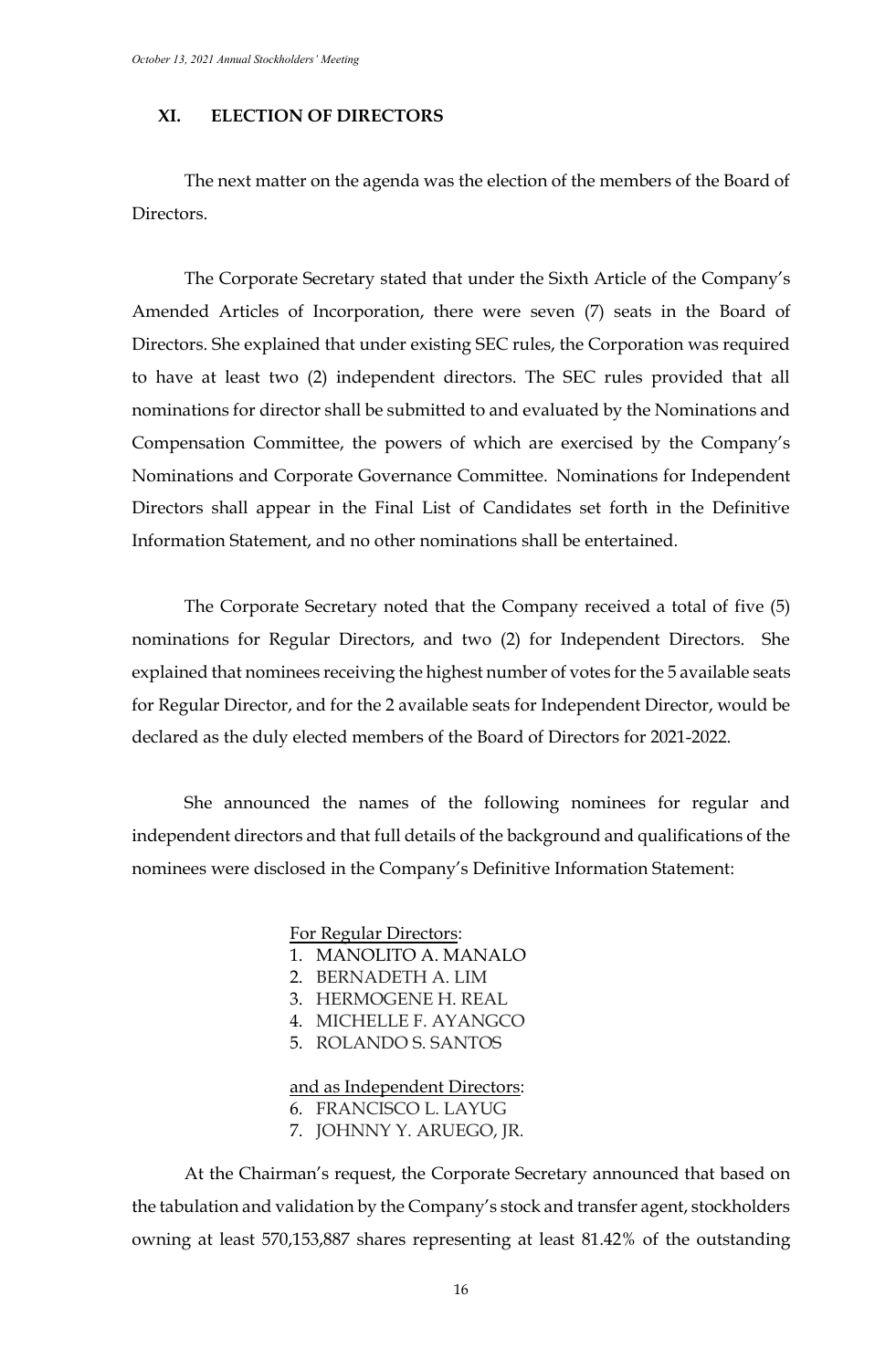## XI. ELECTION OF DIRECTORS

The next matter on the agenda was the election of the members of the Board of Directors.

The Corporate Secretary stated that under the Sixth Article of the Company's Amended Articles of Incorporation, there were seven (7) seats in the Board of Directors. She explained that under existing SEC rules, the Corporation was required to have at least two (2) independent directors. The SEC rules provided that all nominations for director shall be submitted to and evaluated by the Nominations and Compensation Committee, the powers of which are exercised by the Company's Nominations and Corporate Governance Committee. Nominations for Independent Directors shall appear in the Final List of Candidates set forth in the Definitive Information Statement, and no other nominations shall be entertained.

The Corporate Secretary noted that the Company received a total of five (5) nominations for Regular Directors, and two (2) for Independent Directors. She explained that nominees receiving the highest number of votes for the 5 available seats for Regular Director, and for the 2 available seats for Independent Director, would be declared as the duly elected members of the Board of Directors for 2021-2022.

She announced the names of the following nominees for regular and independent directors and that full details of the background and qualifications of the nominees were disclosed in the Company's Definitive Information Statement:

For Regular Directors:

1. MANOLITO A. MANALO
2. BERNADETH A. LIM
3. HERMOGENE H. REAL
4. MICHELLE F. AYANGCO
5. ROLANDO S. SANTOS

and as Independent Directors:

6. FRANCISCO L. LAYUG
7. JOHNNY Y. ARUEGO, JR.

At the Chairman's request, the Corporate Secretary announced that based on the tabulation and validation by the Company's stock and transfer agent, stockholders owning at least 570,153,887 shares representing at least 81.42% of the outstanding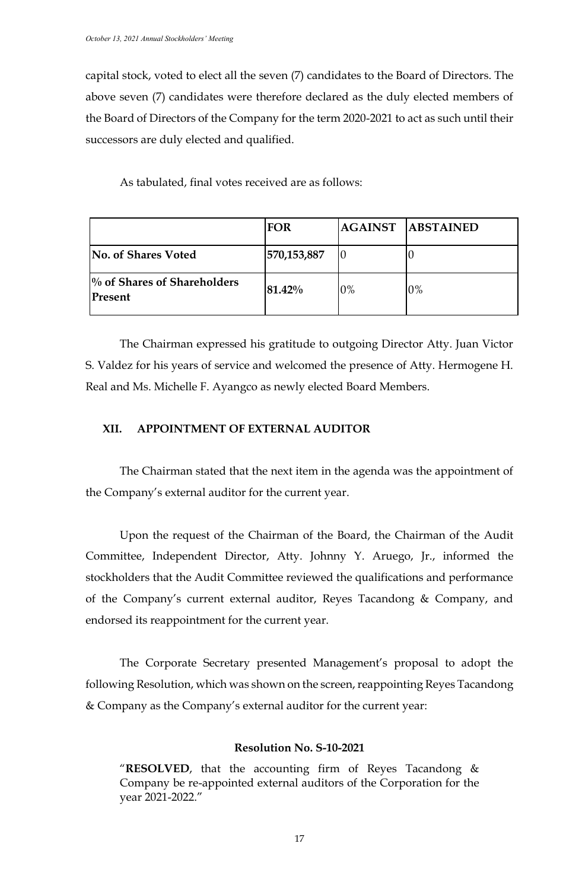capital stock, voted to elect all the seven (7) candidates to the Board of Directors. The above seven (7) candidates were therefore declared as the duly elected members of the Board of Directors of the Company for the term 2020-2021 to act as such until their successors are duly elected and qualified.

As tabulated, final votes received are as follows:

| | **FOR** | **AGAINST** | **ABSTAINED** |
|---|---|---|---|
| **No. of Shares Voted** | **570,153,887** | 0 | 0 |
| **% of Shares of Shareholders Present** | **81.42%** | 0% | 0% |

The Chairman expressed his gratitude to outgoing Director Atty. Juan Victor S. Valdez for his years of service and welcomed the presence of Atty. Hermogene H. Real and Ms. Michelle F. Ayangco as newly elected Board Members.

## XII. APPOINTMENT OF EXTERNAL AUDITOR

The Chairman stated that the next item in the agenda was the appointment of the Company's external auditor for the current year.

Upon the request of the Chairman of the Board, the Chairman of the Audit Committee, Independent Director, Atty. Johnny Y. Aruego, Jr., informed the stockholders that the Audit Committee reviewed the qualifications and performance of the Company's current external auditor, Reyes Tacandong & Company, and endorsed its reappointment for the current year.

The Corporate Secretary presented Management's proposal to adopt the following Resolution, which was shown on the screen, reappointing Reyes Tacandong & Company as the Company's external auditor for the current year:

**Resolution No. S-10-2021**

"**RESOLVED**, that the accounting firm of Reyes Tacandong & Company be re-appointed external auditors of the Corporation for the year 2021-2022."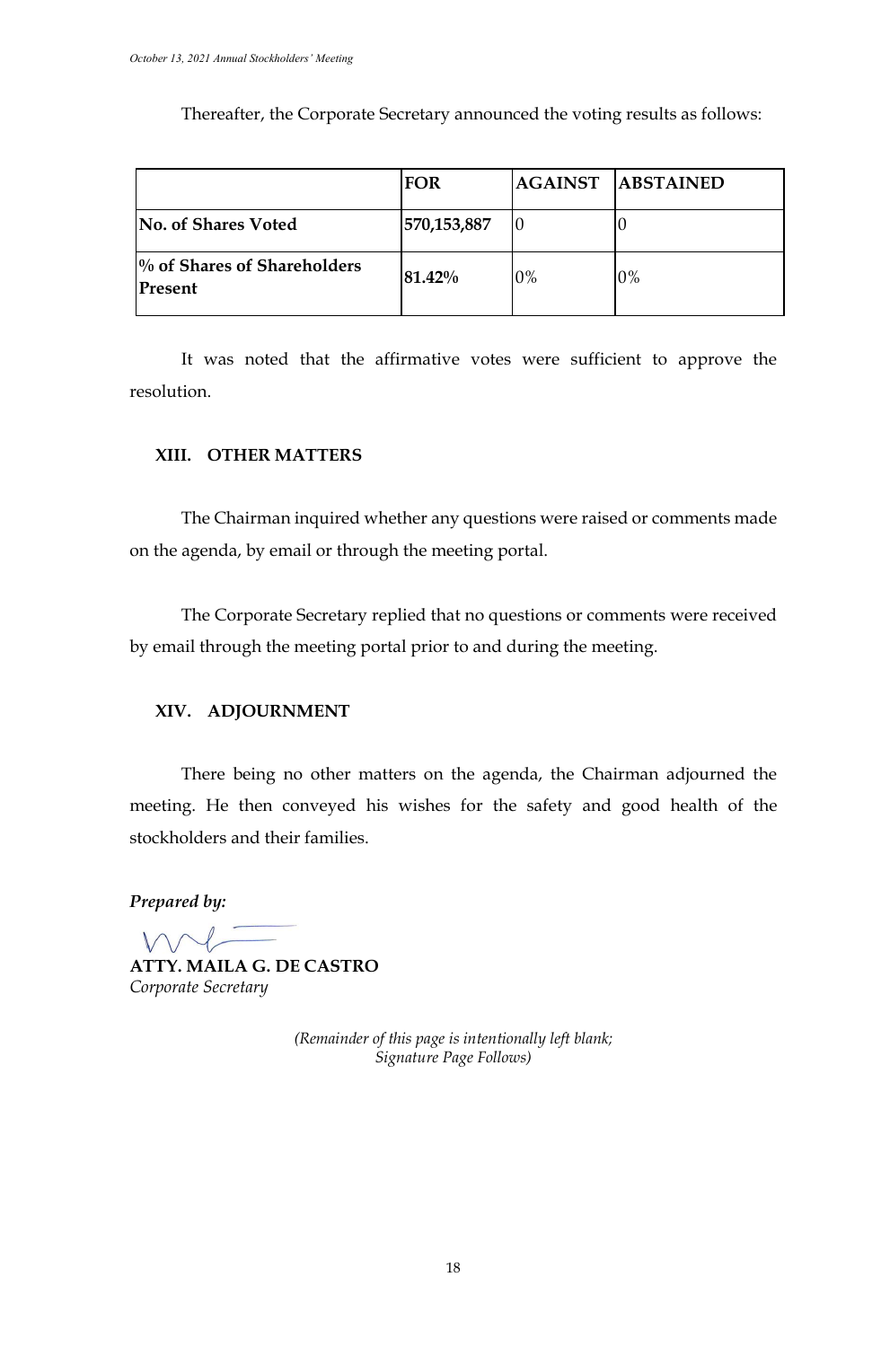Thereafter, the Corporate Secretary announced the voting results as follows:

| | FOR | AGAINST | ABSTAINED |
|---|---|---|---|
| **No. of Shares Voted** | **570,153,887** | 0 | 0 |
| **% of Shares of Shareholders Present** | **81.42%** | 0% | 0% |

It was noted that the affirmative votes were sufficient to approve the resolution.

## XIII. OTHER MATTERS

The Chairman inquired whether any questions were raised or comments made on the agenda, by email or through the meeting portal.

The Corporate Secretary replied that no questions or comments were received by email through the meeting portal prior to and during the meeting.

## XIV. ADJOURNMENT

There being no other matters on the agenda, the Chairman adjourned the meeting. He then conveyed his wishes for the safety and good health of the stockholders and their families.

***Prepared by:***

**ATTY. MAILA G. DE CASTRO**
*Corporate Secretary*

*(Remainder of this page is intentionally left blank; Signature Page Follows)*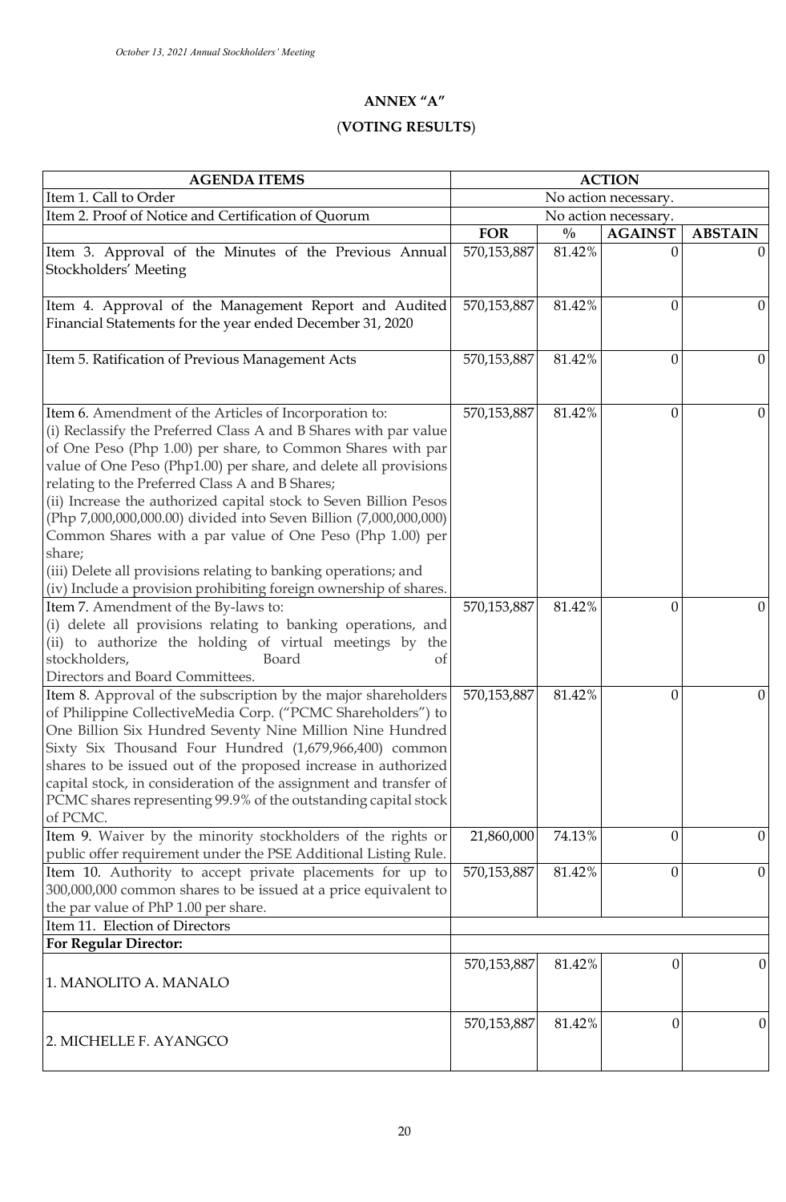## ANNEX "A"

## (VOTING RESULTS)

| AGENDA ITEMS | ACTION | | | |
|---|---|---|---|---|
| Item 1. Call to Order | No action necessary. | | | |
| Item 2. Proof of Notice and Certification of Quorum | No action necessary. | | | |
| | **FOR** | **%** | **AGAINST** | **ABSTAIN** |
| Item 3. Approval of the Minutes of the Previous Annual Stockholders' Meeting | 570,153,887 | 81.42% | 0 | 0 |
| Item 4. Approval of the Management Report and Audited Financial Statements for the year ended December 31, 2020 | 570,153,887 | 81.42% | 0 | 0 |
| Item 5. Ratification of Previous Management Acts | 570,153,887 | 81.42% | 0 | 0 |
| Item 6. Amendment of the Articles of Incorporation to: (i) Reclassify the Preferred Class A and B Shares with par value of One Peso (Php 1.00) per share, to Common Shares with par value of One Peso (Php1.00) per share, and delete all provisions relating to the Preferred Class A and B Shares; (ii) Increase the authorized capital stock to Seven Billion Pesos (Php 7,000,000,000.00) divided into Seven Billion (7,000,000,000) Common Shares with a par value of One Peso (Php 1.00) per share; (iii) Delete all provisions relating to banking operations; and (iv) Include a provision prohibiting foreign ownership of shares. | 570,153,887 | 81.42% | 0 | 0 |
| Item 7. Amendment of the By-laws to: (i) delete all provisions relating to banking operations, and (ii) to authorize the holding of virtual meetings by the stockholders, Board of Directors and Board Committees. | 570,153,887 | 81.42% | 0 | 0 |
| Item 8. Approval of the subscription by the major shareholders of Philippine CollectiveMedia Corp. ("PCMC Shareholders") to One Billion Six Hundred Seventy Nine Million Nine Hundred Sixty Six Thousand Four Hundred (1,679,966,400) common shares to be issued out of the proposed increase in authorized capital stock, in consideration of the assignment and transfer of PCMC shares representing 99.9% of the outstanding capital stock of PCMC. | 570,153,887 | 81.42% | 0 | 0 |
| Item 9. Waiver by the minority stockholders of the rights or public offer requirement under the PSE Additional Listing Rule. | 21,860,000 | 74.13% | 0 | 0 |
| Item 10. Authority to accept private placements for up to 300,000,000 common shares to be issued at a price equivalent to the par value of PhP 1.00 per share. | 570,153,887 | 81.42% | 0 | 0 |
| Item 11. Election of Directors | | | | |
| **For Regular Director:** | | | | |
| 1. MANOLITO A. MANALO | 570,153,887 | 81.42% | 0 | 0 |
| 2. MICHELLE F. AYANGCO | 570,153,887 | 81.42% | 0 | 0 |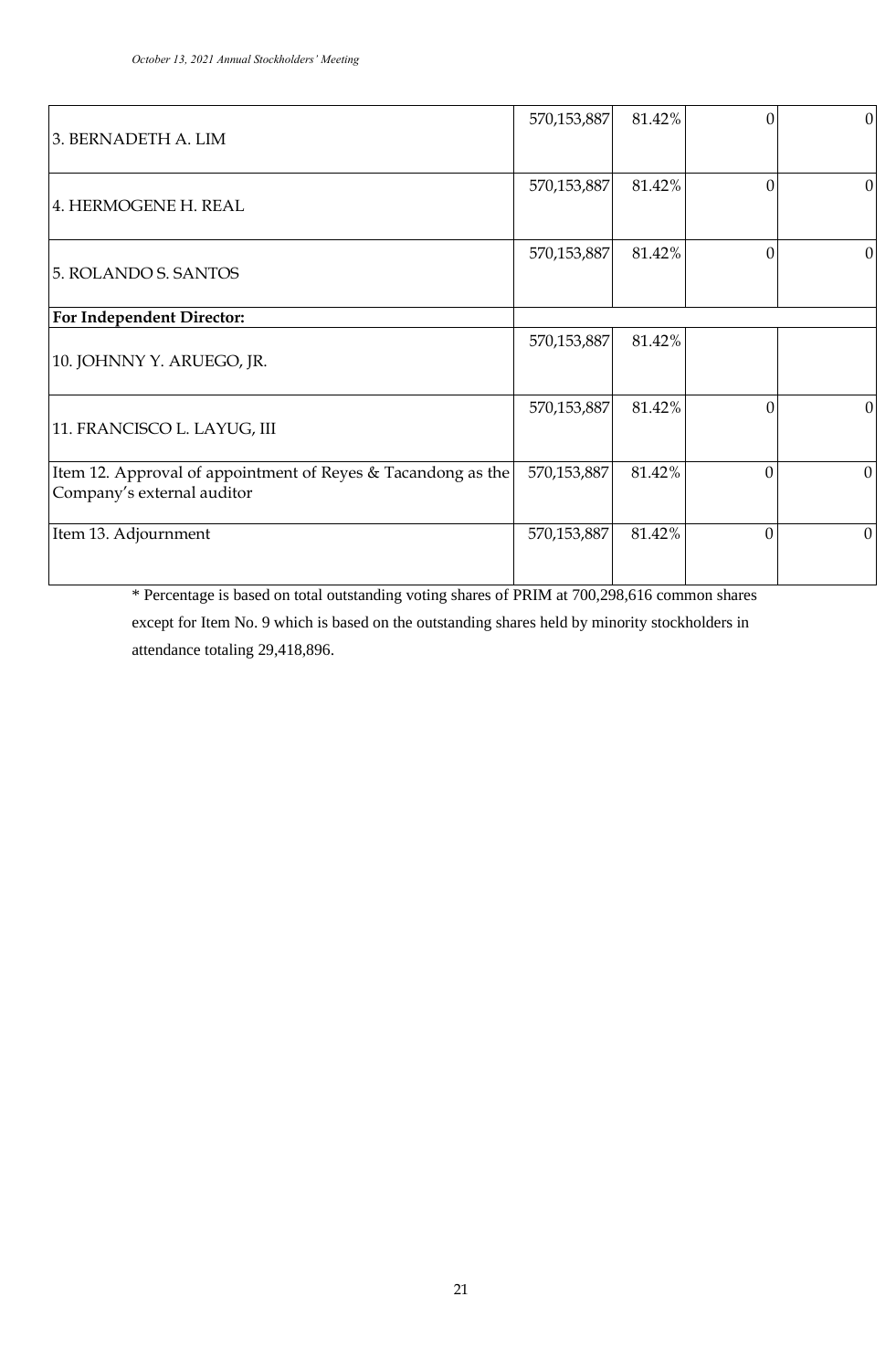| | | | | |
|---|---|---|---|---|
| 3. BERNADETH A. LIM | 570,153,887 | 81.42% | 0 | 0 |
| 4. HERMOGENE H. REAL | 570,153,887 | 81.42% | 0 | 0 |
| 5. ROLANDO S. SANTOS | 570,153,887 | 81.42% | 0 | 0 |
| **For Independent Director:** | | | | |
| 10. JOHNNY Y. ARUEGO, JR. | 570,153,887 | 81.42% | | |
| 11. FRANCISCO L. LAYUG, III | 570,153,887 | 81.42% | 0 | 0 |
| Item 12. Approval of appointment of Reyes & Tacandong as the Company's external auditor | 570,153,887 | 81.42% | 0 | 0 |
| Item 13. Adjournment | 570,153,887 | 81.42% | 0 | 0 |

* Percentage is based on total outstanding voting shares of PRIM at 700,298,616 common shares except for Item No. 9 which is based on the outstanding shares held by minority stockholders in attendance totaling 29,418,896.